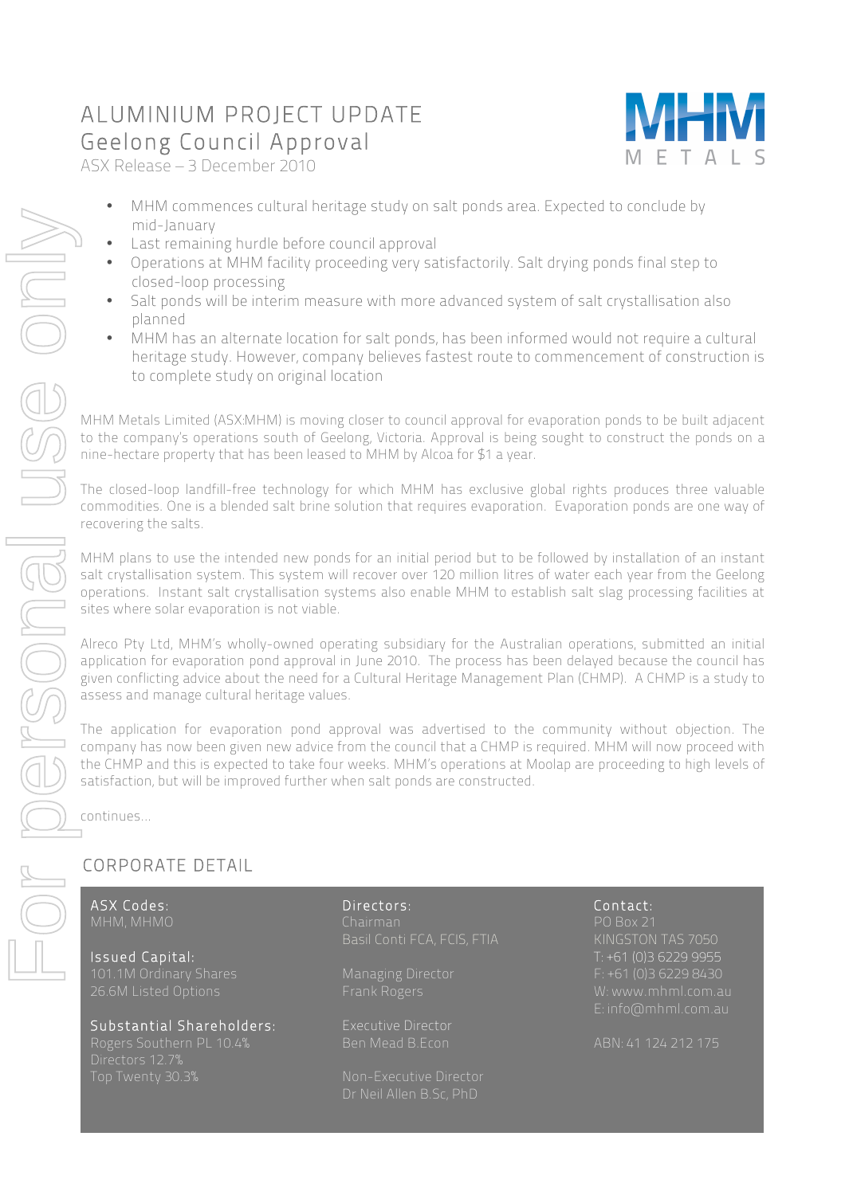# ALUMINIUM PROJECT UPDATE
## Geelong Council Approval

ASX Release – 3 December 2010

- MHM commences cultural heritage study on salt ponds area. Expected to conclude by mid-January
- Last remaining hurdle before council approval
- Operations at MHM facility proceeding very satisfactorily. Salt drying ponds final step to closed-loop processing
- Salt ponds will be interim measure with more advanced system of salt crystallisation also planned
- MHM has an alternate location for salt ponds, has been informed would not require a cultural heritage study. However, company believes fastest route to commencement of construction is to complete study on original location

MHM Metals Limited (ASX:MHM) is moving closer to council approval for evaporation ponds to be built adjacent to the company's operations south of Geelong, Victoria. Approval is being sought to construct the ponds on a nine-hectare property that has been leased to MHM by Alcoa for $1 a year.

The closed-loop landfill-free technology for which MHM has exclusive global rights produces three valuable commodities. One is a blended salt brine solution that requires evaporation. Evaporation ponds are one way of recovering the salts.

MHM plans to use the intended new ponds for an initial period but to be followed by installation of an instant salt crystallisation system. This system will recover over 120 million litres of water each year from the Geelong operations. Instant salt crystallisation systems also enable MHM to establish salt slag processing facilities at sites where solar evaporation is not viable.

Alreco Pty Ltd, MHM's wholly-owned operating subsidiary for the Australian operations, submitted an initial application for evaporation pond approval in June 2010. The process has been delayed because the council has given conflicting advice about the need for a Cultural Heritage Management Plan (CHMP). A CHMP is a study to assess and manage cultural heritage values.

The application for evaporation pond approval was advertised to the community without objection. The company has now been given new advice from the council that a CHMP is required. MHM will now proceed with the CHMP and this is expected to take four weeks. MHM's operations at Moolap are proceeding to high levels of satisfaction, but will be improved further when salt ponds are constructed.

continues...

## CORPORATE DETAIL

**ASX Codes:**
MHM, MHMO

**Issued Capital:**
101.1M Ordinary Shares
26.6M Listed Options

**Substantial Shareholders:**
Rogers Southern PL 10.4%
Directors 12.7%
Top Twenty 30.3%

**Directors:**
Chairman
Basil Conti FCA, FCIS, FTIA

Managing Director
Frank Rogers

Executive Director
Ben Mead B.Econ

Non-Executive Director
Dr Neil Allen B.Sc, PhD

**Contact:**
PO Box 21
KINGSTON TAS 7050
T: +61 (0)3 6229 9955
F: +61 (0)3 6229 8430
W: www.mhml.com.au
E: info@mhml.com.au

ABN: 41 124 212 175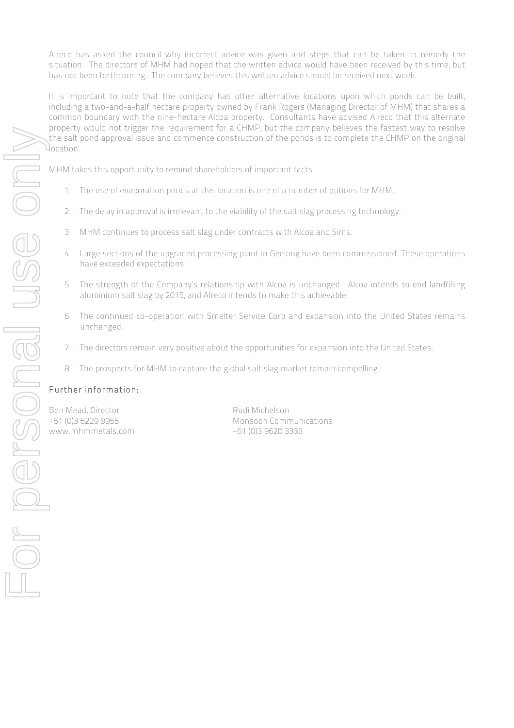Alreco has asked the council why incorrect advice was given and steps that can be taken to remedy the situation. The directors of MHM had hoped that the written advice would have been received by this time, but has not been forthcoming. The company believes this written advice should be received next week.

It is important to note that the company has other alternative locations upon which ponds can be built, including a two-and-a-half hectare property owned by Frank Rogers (Managing Director of MHM) that shares a common boundary with the nine-hectare Alcoa property. Consultants have advised Alreco that this alternate property would not trigger the requirement for a CHMP, but the company believes the fastest way to resolve the salt pond approval issue and commence construction of the ponds is to complete the CHMP on the original location.

MHM takes this opportunity to remind shareholders of important facts:

1. The use of evaporation ponds at this location is one of a number of options for MHM.
2. The delay in approval is irrelevant to the viability of the salt slag processing technology.
3. MHM continues to process salt slag under contracts with Alcoa and Sims.
4. Large sections of the upgraded processing plant in Geelong have been commissioned. These operations have exceeded expectations.
5. The strength of the Company's relationship with Alcoa is unchanged. Alcoa intends to end landfilling aluminium salt slag by 2015, and Alreco intends to make this achievable.
6. The continued co-operation with Smelter Service Corp and expansion into the United States remains unchanged.
7. The directors remain very positive about the opportunities for expansion into the United States.
8. The prospects for MHM to capture the global salt slag market remain compelling.

## Further information:

Ben Mead, Director
+61 (0)3 6229 9955
www.mhmmetals.com

Rudi Michelson
Monsoon Communications
+61 (0)3 9620 3333